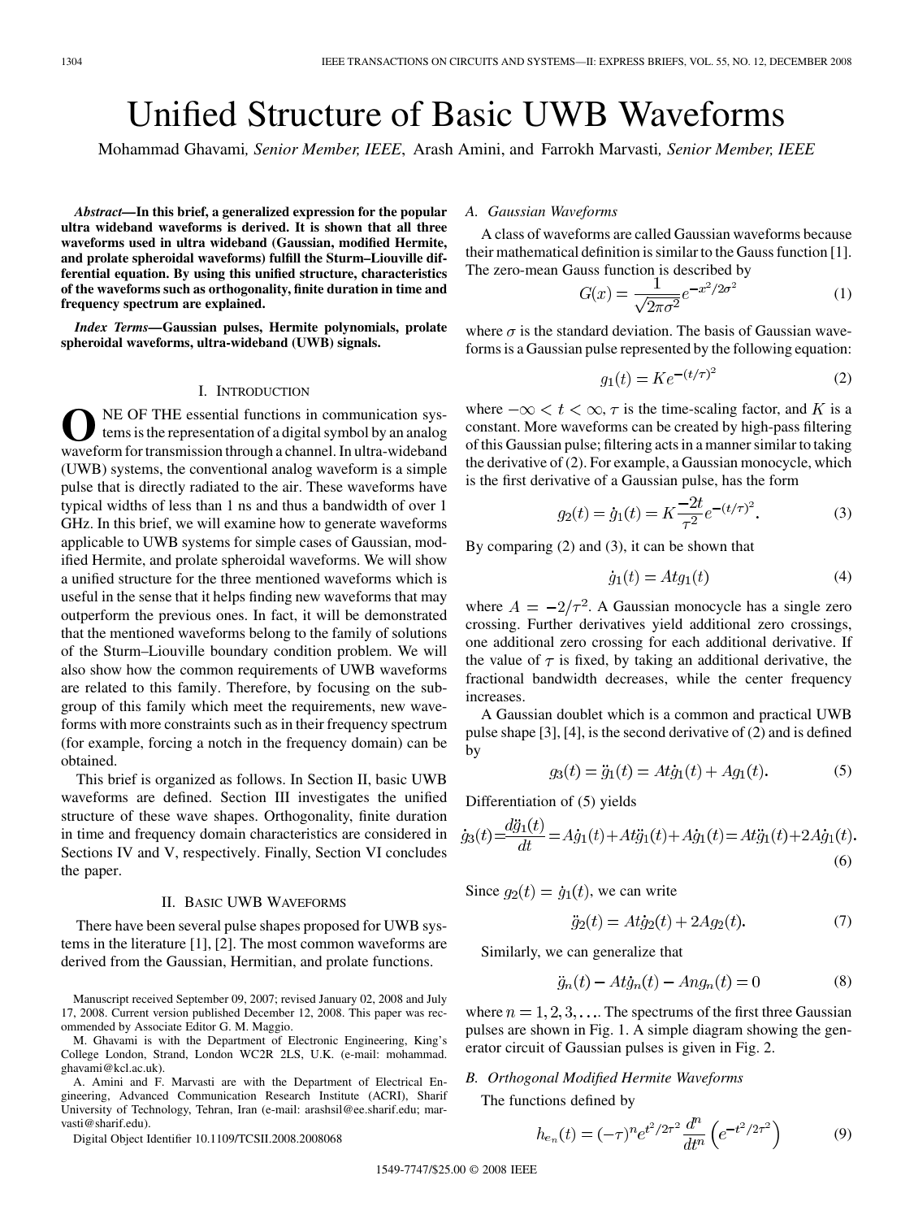# Unified Structure of Basic UWB Waveforms

Mohammad Ghavami, *Senior Member, IEEE*, Arash Amini, and Farrokh Marvasti, *Senior Member, IEEE*

***Abstract*—In this brief, a generalized expression for the popular ultra wideband waveforms is derived. It is shown that all three waveforms used in ultra wideband (Gaussian, modified Hermite, and prolate spheroidal waveforms) fulfill the Sturm–Liouville differential equation. By using this unified structure, characteristics of the waveforms such as orthogonality, finite duration in time and frequency spectrum are explained.**

***Index Terms*—Gaussian pulses, Hermite polynomials, prolate spheroidal waveforms, ultra-wideband (UWB) signals.**

## I. Introduction

ONE OF THE essential functions in communication systems is the representation of a digital symbol by an analog waveform for transmission through a channel. In ultra-wideband (UWB) systems, the conventional analog waveform is a simple pulse that is directly radiated to the air. These waveforms have typical widths of less than 1 ns and thus a bandwidth of over 1 GHz. In this brief, we will examine how to generate waveforms applicable to UWB systems for simple cases of Gaussian, modified Hermite, and prolate spheroidal waveforms. We will show a unified structure for the three mentioned waveforms which is useful in the sense that it helps finding new waveforms that may outperform the previous ones. In fact, it will be demonstrated that the mentioned waveforms belong to the family of solutions of the Sturm–Liouville boundary condition problem. We will also show how the common requirements of UWB waveforms are related to this family. Therefore, by focusing on the subgroup of this family which meet the requirements, new waveforms with more constraints such as in their frequency spectrum (for example, forcing a notch in the frequency domain) can be obtained.

This brief is organized as follows. In Section II, basic UWB waveforms are defined. Section III investigates the unified structure of these wave shapes. Orthogonality, finite duration in time and frequency domain characteristics are considered in Sections IV and V, respectively. Finally, Section VI concludes the paper.

## II. Basic UWB Waveforms

There have been several pulse shapes proposed for UWB systems in the literature [1], [2]. The most common waveforms are derived from the Gaussian, Hermitian, and prolate functions.

Manuscript received September 09, 2007; revised January 02, 2008 and July 17, 2008. Current version published December 12, 2008. This paper was recommended by Associate Editor G. M. Maggio.

M. Ghavami is with the Department of Electronic Engineering, King's College London, Strand, London WC2R 2LS, U.K. (e-mail: mohammad.ghavami@kcl.ac.uk).

A. Amini and F. Marvasti are with the Department of Electrical Engineering, Advanced Communication Research Institute (ACRI), Sharif University of Technology, Tehran, Iran (e-mail: arashsil@ee.sharif.edu; marvasti@sharif.edu).

Digital Object Identifier 10.1109/TCSII.2008.2008068

### A. Gaussian Waveforms

A class of waveforms are called Gaussian waveforms because their mathematical definition is similar to the Gauss function [1]. The zero-mean Gauss function is described by

$$G(x) = \frac{1}{\sqrt{2\pi\sigma^2}} e^{-x^2/2\sigma^2} \tag{1}$$

where $\sigma$ is the standard deviation. The basis of Gaussian waveforms is a Gaussian pulse represented by the following equation:

$$g_1(t) = Ke^{-(t/\tau)^2} \tag{2}$$

where $-\infty < t < \infty$, $\tau$ is the time-scaling factor, and $K$ is a constant. More waveforms can be created by high-pass filtering of this Gaussian pulse; filtering acts in a manner similar to taking the derivative of (2). For example, a Gaussian monocycle, which is the first derivative of a Gaussian pulse, has the form

$$g_2(t) = \dot{g}_1(t) = K\frac{-2t}{\tau^2} e^{-(t/\tau)^2}. \tag{3}$$

By comparing (2) and (3), it can be shown that

$$\dot{g}_1(t) = Atg_1(t) \tag{4}$$

where $A = -2/\tau^2$. A Gaussian monocycle has a single zero crossing. Further derivatives yield additional zero crossings, one additional zero crossing for each additional derivative. If the value of $\tau$ is fixed, by taking an additional derivative, the fractional bandwidth decreases, while the center frequency increases.

A Gaussian doublet which is a common and practical UWB pulse shape [3], [4], is the second derivative of (2) and is defined by

$$g_3(t) = \ddot{g}_1(t) = At\dot{g}_1(t) + Ag_1(t). \tag{5}$$

Differentiation of (5) yields

$$\dot{g}_3(t) = \frac{d\ddot{g}_1(t)}{dt} = A\dot{g}_1(t) + At\ddot{g}_1(t) + A\dot{g}_1(t) = At\ddot{g}_1(t) + 2A\dot{g}_1(t). \tag{6}$$

Since $g_2(t) = \dot{g}_1(t)$, we can write

$$\ddot{g}_2(t) = At\dot{g}_2(t) + 2Ag_2(t). \tag{7}$$

Similarly, we can generalize that

$$\ddot{g}_n(t) - At\dot{g}_n(t) - Ang_n(t) = 0 \tag{8}$$

where $n = 1, 2, 3, \ldots$. The spectrums of the first three Gaussian pulses are shown in Fig. 1. A simple diagram showing the generator circuit of Gaussian pulses is given in Fig. 2.

### B. Orthogonal Modified Hermite Waveforms

The functions defined by

$$h_{e_n}(t) = (-\tau)^n e^{t^2/2\tau^2} \frac{d^n}{dt^n}\left(e^{-t^2/2\tau^2}\right) \tag{9}$$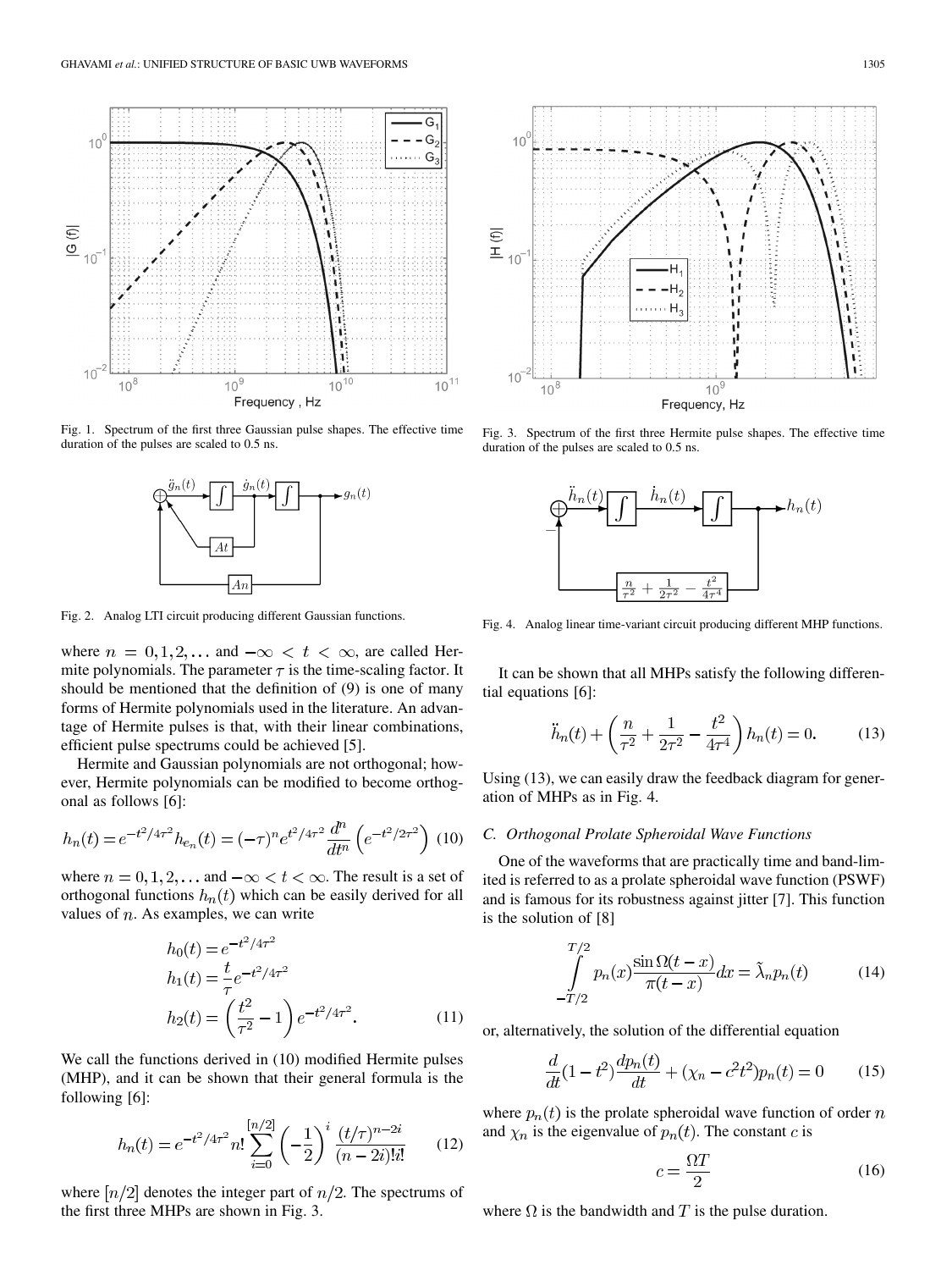Fig. 1. Spectrum of the first three Gaussian pulse shapes. The effective time duration of the pulses are scaled to 0.5 ns.

Fig. 2. Analog LTI circuit producing different Gaussian functions.

where $n = 0, 1, 2, \ldots$ and $-\infty < t < \infty$, are called Hermite polynomials. The parameter $\tau$ is the time-scaling factor. It should be mentioned that the definition of (9) is one of many forms of Hermite polynomials used in the literature. An advantage of Hermite pulses is that, with their linear combinations, efficient pulse spectrums could be achieved [5].

Hermite and Gaussian polynomials are not orthogonal; however, Hermite polynomials can be modified to become orthogonal as follows [6]:

$$h_n(t) = e^{-t^2/4\tau^2} h_{e_n}(t) = (-\tau)^n e^{t^2/4\tau^2} \frac{d^n}{dt^n}\left(e^{-t^2/2\tau^2}\right) \quad (10)$$

where $n = 0, 1, 2, \ldots$ and $-\infty < t < \infty$. The result is a set of orthogonal functions $h_n(t)$ which can be easily derived for all values of $n$. As examples, we can write

$$\begin{aligned} h_0(t) &= e^{-t^2/4\tau^2} \\ h_1(t) &= \frac{t}{\tau} e^{-t^2/4\tau^2} \\ h_2(t) &= \left(\frac{t^2}{\tau^2} - 1\right) e^{-t^2/4\tau^2}. \end{aligned} \quad (11)$$

We call the functions derived in (10) modified Hermite pulses (MHP), and it can be shown that their general formula is the following [6]:

$$h_n(t) = e^{-t^2/4\tau^2} n! \sum_{i=0}^{[n/2]} \left(-\frac{1}{2}\right)^i \frac{(t/\tau)^{n-2i}}{(n-2i)!i!} \quad (12)$$

where $[n/2]$ denotes the integer part of $n/2$. The spectrums of the first three MHPs are shown in Fig. 3.

Fig. 3. Spectrum of the first three Hermite pulse shapes. The effective time duration of the pulses are scaled to 0.5 ns.

Fig. 4. Analog linear time-variant circuit producing different MHP functions.

It can be shown that all MHPs satisfy the following differential equations [6]:

$$\ddot{h}_n(t) + \left(\frac{n}{\tau^2} + \frac{1}{2\tau^2} - \frac{t^2}{4\tau^4}\right) h_n(t) = 0. \quad (13)$$

Using (13), we can easily draw the feedback diagram for generation of MHPs as in Fig. 4.

### C. Orthogonal Prolate Spheroidal Wave Functions

One of the waveforms that are practically time and band-limited is referred to as a prolate spheroidal wave function (PSWF) and is famous for its robustness against jitter [7]. This function is the solution of [8]

$$\int_{-T/2}^{T/2} p_n(x) \frac{\sin \Omega(t-x)}{\pi(t-x)} dx = \tilde{\lambda}_n p_n(t) \quad (14)$$

or, alternatively, the solution of the differential equation

$$\frac{d}{dt}(1-t^2)\frac{dp_n(t)}{dt} + (\chi_n - c^2 t^2) p_n(t) = 0 \quad (15)$$

where $p_n(t)$ is the prolate spheroidal wave function of order $n$ and $\chi_n$ is the eigenvalue of $p_n(t)$. The constant $c$ is

$$c = \frac{\Omega T}{2} \quad (16)$$

where $\Omega$ is the bandwidth and $T$ is the pulse duration.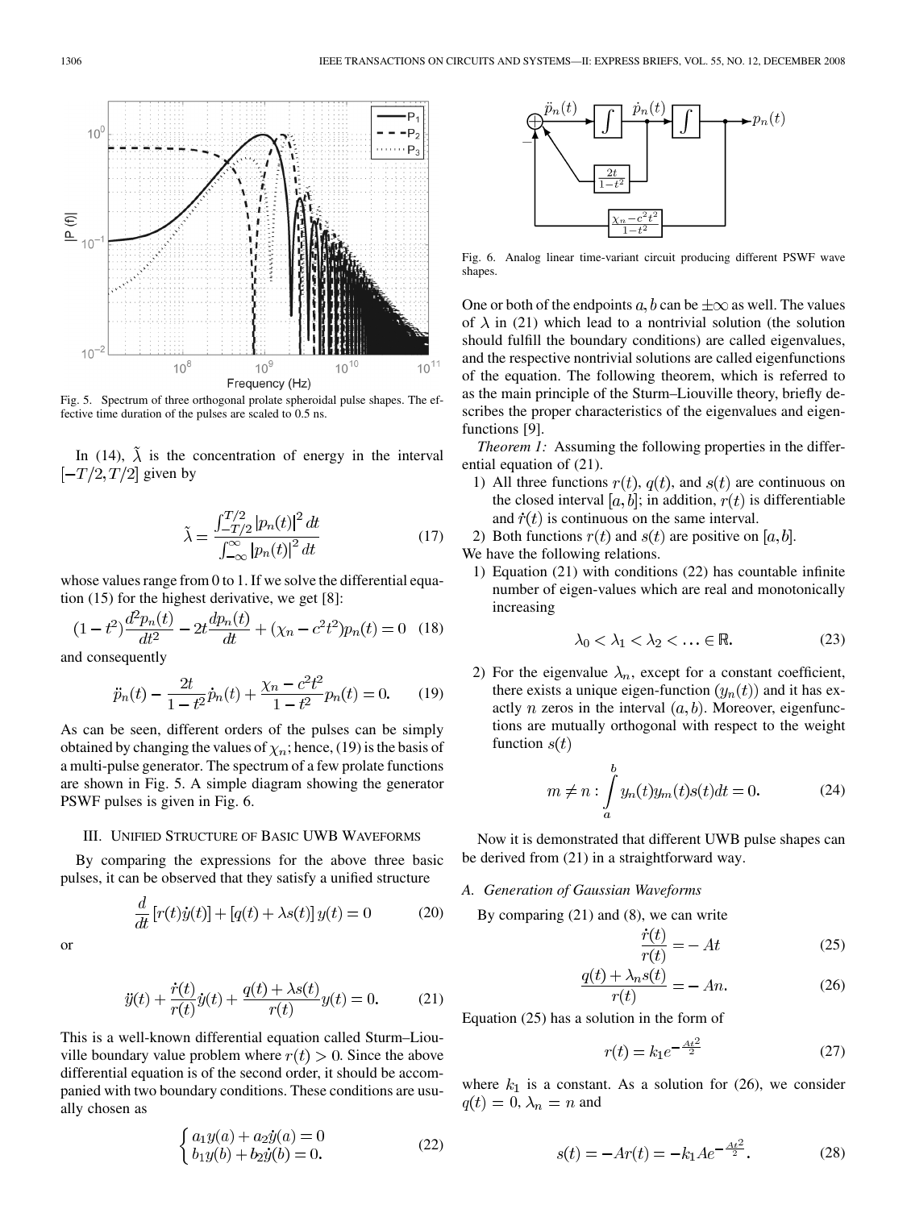Fig. 5. Spectrum of three orthogonal prolate spheroidal pulse shapes. The effective time duration of the pulses are scaled to 0.5 ns.

In (14), $\tilde{\lambda}$ is the concentration of energy in the interval $[-T/2, T/2]$ given by

$$\tilde{\lambda} = \frac{\int_{-T/2}^{T/2} |p_n(t)|^2 dt}{\int_{-\infty}^{\infty} |p_n(t)|^2 dt} \tag{17}$$

whose values range from 0 to 1. If we solve the differential equation (15) for the highest derivative, we get [8]:

$$(1-t^2)\frac{d^2 p_n(t)}{dt^2} - 2t\frac{dp_n(t)}{dt} + (\chi_n - c^2 t^2)p_n(t) = 0 \tag{18}$$

and consequently

$$\ddot{p}_n(t) - \frac{2t}{1-t^2}\dot{p}_n(t) + \frac{\chi_n - c^2 t^2}{1-t^2}p_n(t) = 0. \tag{19}$$

As can be seen, different orders of the pulses can be simply obtained by changing the values of $\chi_n$; hence, (19) is the basis of a multi-pulse generator. The spectrum of a few prolate functions are shown in Fig. 5. A simple diagram showing the generator PSWF pulses is given in Fig. 6.

## III. Unified Structure of Basic UWB Waveforms

By comparing the expressions for the above three basic pulses, it can be observed that they satisfy a unified structure

$$\frac{d}{dt}\left[r(t)\dot{y}(t)\right] + \left[q(t) + \lambda s(t)\right]y(t) = 0 \tag{20}$$

or

$$\ddot{y}(t) + \frac{\dot{r}(t)}{r(t)}\dot{y}(t) + \frac{q(t) + \lambda s(t)}{r(t)}y(t) = 0. \tag{21}$$

This is a well-known differential equation called Sturm–Liouville boundary value problem where $r(t) > 0$. Since the above differential equation is of the second order, it should be accompanied with two boundary conditions. These conditions are usually chosen as

$$\begin{cases} a_1 y(a) + a_2 \dot{y}(a) = 0 \\ b_1 y(b) + b_2 \dot{y}(b) = 0. \end{cases} \tag{22}$$

Fig. 6. Analog linear time-variant circuit producing different PSWF wave shapes.

One or both of the endpoints $a, b$ can be $\pm\infty$ as well. The values of $\lambda$ in (21) which lead to a nontrivial solution (the solution should fulfill the boundary conditions) are called eigenvalues, and the respective nontrivial solutions are called eigenfunctions of the equation. The following theorem, which is referred to as the main principle of the Sturm–Liouville theory, briefly describes the proper characteristics of the eigenvalues and eigenfunctions [9].

*Theorem 1:* Assuming the following properties in the differential equation of (21).

1) All three functions $r(t)$, $q(t)$, and $s(t)$ are continuous on the closed interval $[a, b]$; in addition, $r(t)$ is differentiable and $\dot{r}(t)$ is continuous on the same interval.
2) Both functions $r(t)$ and $s(t)$ are positive on $[a, b]$.

We have the following relations.

1) Equation (21) with conditions (22) has countable infinite number of eigen-values which are real and monotonically increasing

$$\lambda_0 < \lambda_1 < \lambda_2 < \ldots \in \mathbb{R}. \tag{23}$$

2) For the eigenvalue $\lambda_n$, except for a constant coefficient, there exists a unique eigen-function $(y_n(t))$ and it has exactly $n$ zeros in the interval $(a, b)$. Moreover, eigenfunctions are mutually orthogonal with respect to the weight function $s(t)$

$$m \neq n : \int_a^b y_n(t) y_m(t) s(t) dt = 0. \tag{24}$$

Now it is demonstrated that different UWB pulse shapes can be derived from (21) in a straightforward way.

### A. Generation of Gaussian Waveforms

By comparing (21) and (8), we can write

$$\frac{\dot{r}(t)}{r(t)} = -At \tag{25}$$

$$\frac{q(t) + \lambda_n s(t)}{r(t)} = -An. \tag{26}$$

Equation (25) has a solution in the form of

$$r(t) = k_1 e^{-\frac{At^2}{2}} \tag{27}$$

where $k_1$ is a constant. As a solution for (26), we consider $q(t) = 0$, $\lambda_n = n$ and

$$s(t) = -Ar(t) = -k_1 A e^{-\frac{At^2}{2}}. \tag{28}$$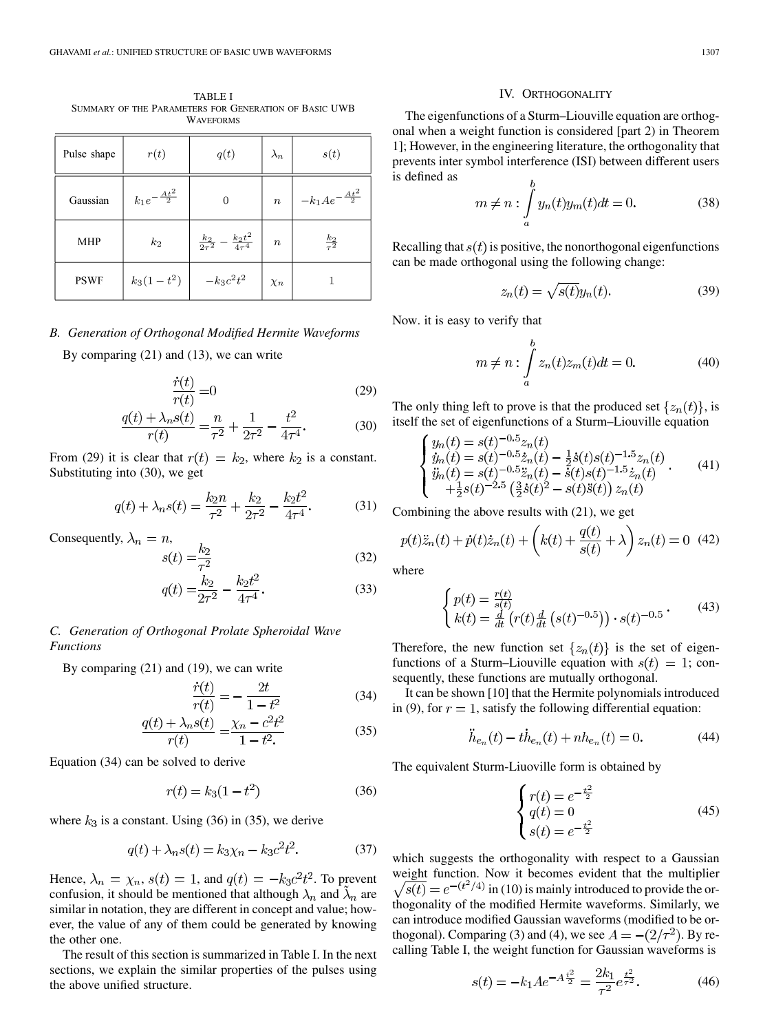TABLE I
SUMMARY OF THE PARAMETERS FOR GENERATION OF BASIC UWB WAVEFORMS

| Pulse shape | $r(t)$ | $q(t)$ | $\lambda_n$ | $s(t)$ |
|---|---|---|---|---|
| Gaussian | $k_1 e^{-\frac{At^2}{2}}$ | $0$ | $n$ | $-k_1 A e^{-\frac{At^2}{2}}$ |
| MHP | $k_2$ | $\frac{k_2}{2\tau^2} - \frac{k_2 t^2}{4\tau^4}$ | $n$ | $\frac{k_2}{\tau^2}$ |
| PSWF | $k_3(1-t^2)$ | $-k_3 c^2 t^2$ | $\chi_n$ | $1$ |

### *B. Generation of Orthogonal Modified Hermite Waveforms*

By comparing (21) and (13), we can write

$$\frac{\dot{r}(t)}{r(t)} = 0 \tag{29}$$

$$\frac{q(t)+\lambda_n s(t)}{r(t)} = \frac{n}{\tau^2} + \frac{1}{2\tau^2} - \frac{t^2}{4\tau^4}. \tag{30}$$

From (29) it is clear that $r(t) = k_2$, where $k_2$ is a constant. Substituting into (30), we get

$$q(t)+\lambda_n s(t) = \frac{k_2 n}{\tau^2} + \frac{k_2}{2\tau^2} - \frac{k_2 t^2}{4\tau^4}. \tag{31}$$

Consequently, $\lambda_n = n$,

$$s(t) = \frac{k_2}{\tau^2} \tag{32}$$

$$q(t) = \frac{k_2}{2\tau^2} - \frac{k_2 t^2}{4\tau^4}. \tag{33}$$

### *C. Generation of Orthogonal Prolate Spheroidal Wave Functions*

By comparing (21) and (19), we can write

$$\frac{\dot{r}(t)}{r(t)} = -\frac{2t}{1-t^2} \tag{34}$$

$$\frac{q(t)+\lambda_n s(t)}{r(t)} = \frac{\chi_n - c^2 t^2}{1-t^2}. \tag{35}$$

Equation (34) can be solved to derive

$$r(t) = k_3(1-t^2) \tag{36}$$

where $k_3$ is a constant. Using (36) in (35), we derive

$$q(t)+\lambda_n s(t) = k_3\chi_n - k_3 c^2 t^2. \tag{37}$$

Hence, $\lambda_n = \chi_n$, $s(t) = 1$, and $q(t) = -k_3 c^2 t^2$. To prevent confusion, it should be mentioned that although $\lambda_n$ and $\tilde{\lambda}_n$ are similar in notation, they are different in concept and value; however, the value of any of them could be generated by knowing the other one.

The result of this section is summarized in Table I. In the next sections, we explain the similar properties of the pulses using the above unified structure.

## IV. ORTHOGONALITY

The eigenfunctions of a Sturm–Liouville equation are orthogonal when a weight function is considered [part 2) in Theorem 1]; However, in the engineering literature, the orthogonality that prevents inter symbol interference (ISI) between different users is defined as

$$m \neq n : \int_a^b y_n(t) y_m(t) dt = 0. \tag{38}$$

Recalling that $s(t)$ is positive, the nonorthogonal eigenfunctions can be made orthogonal using the following change:

$$z_n(t) = \sqrt{s(t)}\, y_n(t). \tag{39}$$

Now. it is easy to verify that

$$m \neq n : \int_a^b z_n(t) z_m(t) dt = 0. \tag{40}$$

The only thing left to prove is that the produced set $\{z_n(t)\}$, is itself the set of eigenfunctions of a Sturm–Liouville equation

$$\begin{cases} y_n(t) = s(t)^{-0.5} z_n(t) \\ \dot{y}_n(t) = s(t)^{-0.5} \dot{z}_n(t) - \frac{1}{2}\dot{s}(t) s(t)^{-1.5} z_n(t) \\ \ddot{y}_n(t) = s(t)^{-0.5} \ddot{z}_n(t) - \dot{s}(t) s(t)^{-1.5} \dot{z}_n(t) \\ \quad + \frac{1}{2} s(t)^{-2.5}\left(\frac{3}{2}\dot{s}(t)^2 - s(t)\ddot{s}(t)\right) z_n(t) \end{cases}. \tag{41}$$

Combining the above results with (21), we get

$$p(t)\ddot{z}_n(t) + \dot{p}(t)\dot{z}_n(t) + \left(k(t) + \frac{q(t)}{s(t)} + \lambda\right) z_n(t) = 0 \tag{42}$$

where

$$\begin{cases} p(t) = \frac{r(t)}{s(t)} \\ k(t) = \frac{d}{dt}\left(r(t)\frac{d}{dt}\left(s(t)^{-0.5}\right)\right) \cdot s(t)^{-0.5} \end{cases}. \tag{43}$$

Therefore, the new function set $\{z_n(t)\}$ is the set of eigenfunctions of a Sturm–Liouville equation with $s(t) = 1$; consequently, these functions are mutually orthogonal.

It can be shown [10] that the Hermite polynomials introduced in (9), for $r = 1$, satisfy the following differential equation:

$$\ddot{h}_{e_n}(t) - t\dot{h}_{e_n}(t) + n h_{e_n}(t) = 0. \tag{44}$$

The equivalent Sturm-Liouville form is obtained by

$$\begin{cases} r(t) = e^{-\frac{t^2}{2}} \\ q(t) = 0 \\ s(t) = e^{-\frac{t^2}{2}} \end{cases} \tag{45}$$

which suggests the orthogonality with respect to a Gaussian weight function. Now it becomes evident that the multiplier $\sqrt{s(t)} = e^{-(t^2/4)}$ in (10) is mainly introduced to provide the orthogonality of the modified Hermite waveforms. Similarly, we can introduce modified Gaussian waveforms (modified to be orthogonal). Comparing (3) and (4), we see $A = -(2/\tau^2)$. By recalling Table I, the weight function for Gaussian waveforms is

$$s(t) = -k_1 A e^{-A\frac{t^2}{2}} = \frac{2k_1}{\tau^2} e^{\frac{t^2}{\tau^2}}. \tag{46}$$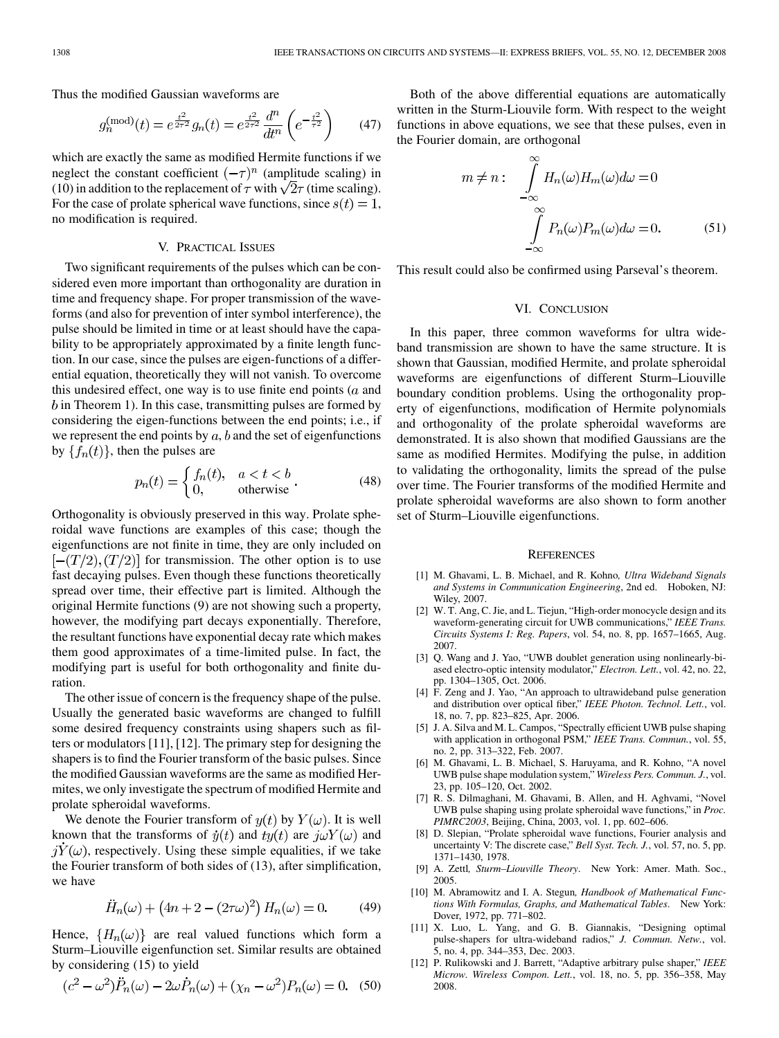Thus the modified Gaussian waveforms are

$$g_n^{(\mathrm{mod})}(t) = e^{\frac{t^2}{2\tau^2}} g_n(t) = e^{\frac{t^2}{2\tau^2}} \frac{d^n}{dt^n}\left(e^{-\frac{t^2}{\tau^2}}\right) \tag{47}$$

which are exactly the same as modified Hermite functions if we neglect the constant coefficient $(-\tau)^n$ (amplitude scaling) in (10) in addition to the replacement of $\tau$ with $\sqrt{2}\tau$ (time scaling). For the case of prolate spherical wave functions, since $s(t) = 1$, no modification is required.

## V. Practical Issues

Two significant requirements of the pulses which can be considered even more important than orthogonality are duration in time and frequency shape. For proper transmission of the waveforms (and also for prevention of inter symbol interference), the pulse should be limited in time or at least should have the capability to be appropriately approximated by a finite length function. In our case, since the pulses are eigen-functions of a differential equation, theoretically they will not vanish. To overcome this undesired effect, one way is to use finite end points ($a$ and $b$ in Theorem 1). In this case, transmitting pulses are formed by considering the eigen-functions between the end points; i.e., if we represent the end points by $a, b$ and the set of eigenfunctions by $\{f_n(t)\}$, then the pulses are

$$p_n(t) = \begin{cases} f_n(t), & a < t < b \\ 0, & \text{otherwise} \end{cases}. \tag{48}$$

Orthogonality is obviously preserved in this way. Prolate spheroidal wave functions are examples of this case; though the eigenfunctions are not finite in time, they are only included on $[-(T/2),(T/2)]$ for transmission. The other option is to use fast decaying pulses. Even though these functions theoretically spread over time, their effective part is limited. Although the original Hermite functions (9) are not showing such a property, however, the modifying part decays exponentially. Therefore, the resultant functions have exponential decay rate which makes them good approximates of a time-limited pulse. In fact, the modifying part is useful for both orthogonality and finite duration.

The other issue of concern is the frequency shape of the pulse. Usually the generated basic waveforms are changed to fulfill some desired frequency constraints using shapers such as filters or modulators [11], [12]. The primary step for designing the shapers is to find the Fourier transform of the basic pulses. Since the modified Gaussian waveforms are the same as modified Hermites, we only investigate the spectrum of modified Hermite and prolate spheroidal waveforms.

We denote the Fourier transform of $y(t)$ by $Y(\omega)$. It is well known that the transforms of $\dot{y}(t)$ and $ty(t)$ are $j\omega Y(\omega)$ and $j\dot{Y}(\omega)$, respectively. Using these simple equalities, if we take the Fourier transform of both sides of (13), after simplification, we have

$$\ddot{H}_n(\omega) + \left(4n + 2 - (2\tau\omega)^2\right) H_n(\omega) = 0. \tag{49}$$

Hence, $\{H_n(\omega)\}$ are real valued functions which form a Sturm–Liouville eigenfunction set. Similar results are obtained by considering (15) to yield

$$(c^2 - \omega^2)\ddot{P}_n(\omega) - 2\omega\dot{P}_n(\omega) + (\chi_n - \omega^2)P_n(\omega) = 0. \tag{50}$$

Both of the above differential equations are automatically written in the Sturm-Liouvile form. With respect to the weight functions in above equations, we see that these pulses, even in the Fourier domain, are orthogonal

$$m \neq n: \quad \int_{-\infty}^{\infty} H_n(\omega)H_m(\omega)d\omega = 0$$
$$\int_{-\infty}^{\infty} P_n(\omega)P_m(\omega)d\omega = 0. \tag{51}$$

This result could also be confirmed using Parseval's theorem.

## VI. Conclusion

In this paper, three common waveforms for ultra wideband transmission are shown to have the same structure. It is shown that Gaussian, modified Hermite, and prolate spheroidal waveforms are eigenfunctions of different Sturm–Liouville boundary condition problems. Using the orthogonality property of eigenfunctions, modification of Hermite polynomials and orthogonality of the prolate spheroidal waveforms are demonstrated. It is also shown that modified Gaussians are the same as modified Hermites. Modifying the pulse, in addition to validating the orthogonality, limits the spread of the pulse over time. The Fourier transforms of the modified Hermite and prolate spheroidal waveforms are also shown to form another set of Sturm–Liouville eigenfunctions.

## References

[1] M. Ghavami, L. B. Michael, and R. Kohno, *Ultra Wideband Signals and Systems in Communication Engineering*, 2nd ed. Hoboken, NJ: Wiley, 2007.

[2] W. T. Ang, C. Jie, and L. Tiejun, "High-order monocycle design and its waveform-generating circuit for UWB communications," *IEEE Trans. Circuits Systems I: Reg. Papers*, vol. 54, no. 8, pp. 1657–1665, Aug. 2007.

[3] Q. Wang and J. Yao, "UWB doublet generation using nonlinearly-biased electro-optic intensity modulator," *Electron. Lett.*, vol. 42, no. 22, pp. 1304–1305, Oct. 2006.

[4] F. Zeng and J. Yao, "An approach to ultrawideband pulse generation and distribution over optical fiber," *IEEE Photon. Technol. Lett.*, vol. 18, no. 7, pp. 823–825, Apr. 2006.

[5] J. A. Silva and M. L. Campos, "Spectrally efficient UWB pulse shaping with application in orthogonal PSM," *IEEE Trans. Commun.*, vol. 55, no. 2, pp. 313–322, Feb. 2007.

[6] M. Ghavami, L. B. Michael, S. Haruyama, and R. Kohno, "A novel UWB pulse shape modulation system," *Wireless Pers. Commun. J.*, vol. 23, pp. 105–120, Oct. 2002.

[7] R. S. Dilmaghani, M. Ghavami, B. Allen, and H. Aghvami, "Novel UWB pulse shaping using prolate spheroidal wave functions," in *Proc. PIMRC2003*, Beijing, China, 2003, vol. 1, pp. 602–606.

[8] D. Slepian, "Prolate spheroidal wave functions, Fourier analysis and uncertainty V: The discrete case," *Bell Syst. Tech. J.*, vol. 57, no. 5, pp. 1371–1430, 1978.

[9] A. Zettl, *Sturm–Liouville Theory*. New York: Amer. Math. Soc., 2005.

[10] M. Abramowitz and I. A. Stegun, *Handbook of Mathematical Functions With Formulas, Graphs, and Mathematical Tables*. New York: Dover, 1972, pp. 771–802.

[11] X. Luo, L. Yang, and G. B. Giannakis, "Designing optimal pulse-shapers for ultra-wideband radios," *J. Commun. Netw.*, vol. 5, no. 4, pp. 344–353, Dec. 2003.

[12] P. Rulikowski and J. Barrett, "Adaptive arbitrary pulse shaper," *IEEE Microw. Wireless Compon. Lett.*, vol. 18, no. 5, pp. 356–358, May 2008.